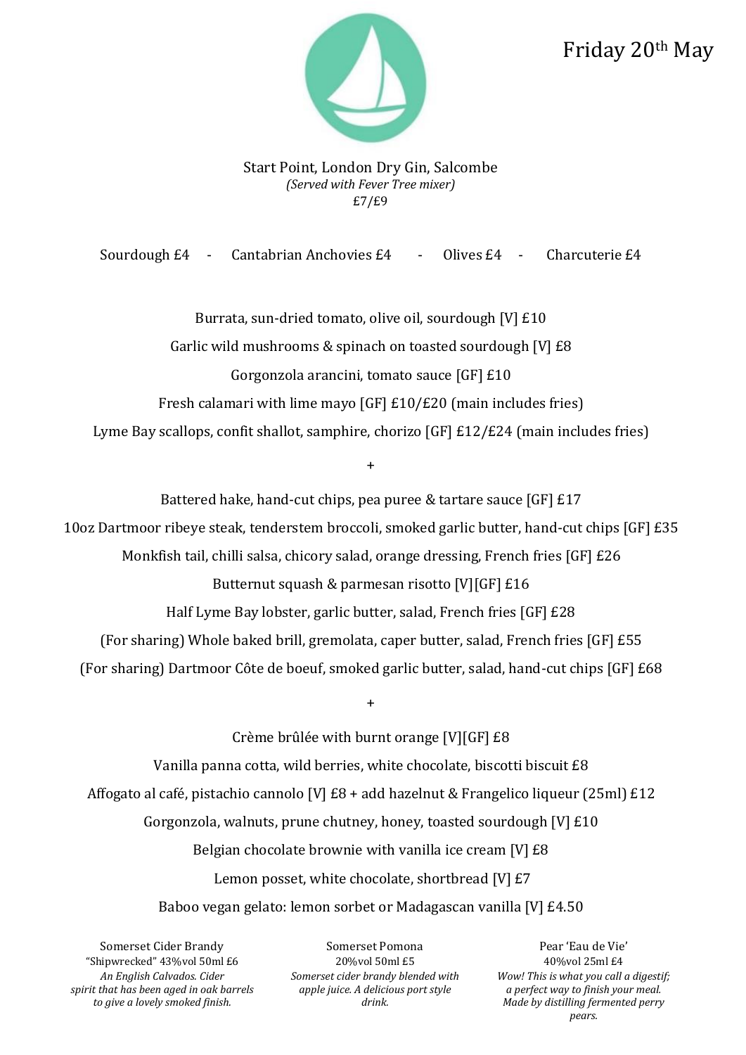Friday 20th May

Start Point, London Dry Gin, Salcombe
*(Served with Fever Tree mixer)*
£7/£9

Sourdough £4 - Cantabrian Anchovies £4 - Olives £4 - Charcuterie £4

Burrata, sun-dried tomato, olive oil, sourdough [V] £10

Garlic wild mushrooms & spinach on toasted sourdough [V] £8

Gorgonzola arancini, tomato sauce [GF] £10

Fresh calamari with lime mayo [GF] £10/£20 (main includes fries)

Lyme Bay scallops, confit shallot, samphire, chorizo [GF] £12/£24 (main includes fries)

+

Battered hake, hand-cut chips, pea puree & tartare sauce [GF] £17

10oz Dartmoor ribeye steak, tenderstem broccoli, smoked garlic butter, hand-cut chips [GF] £35

Monkfish tail, chilli salsa, chicory salad, orange dressing, French fries [GF] £26

Butternut squash & parmesan risotto [V][GF] £16

Half Lyme Bay lobster, garlic butter, salad, French fries [GF] £28

(For sharing) Whole baked brill, gremolata, caper butter, salad, French fries [GF] £55

(For sharing) Dartmoor Côte de boeuf, smoked garlic butter, salad, hand-cut chips [GF] £68

+

Crème brûlée with burnt orange [V][GF] £8

Vanilla panna cotta, wild berries, white chocolate, biscotti biscuit £8

Affogato al café, pistachio cannolo [V] £8 + add hazelnut & Frangelico liqueur (25ml) £12

Gorgonzola, walnuts, prune chutney, honey, toasted sourdough [V] £10

Belgian chocolate brownie with vanilla ice cream [V] £8

Lemon posset, white chocolate, shortbread [V] £7

Baboo vegan gelato: lemon sorbet or Madagascan vanilla [V] £4.50

Somerset Cider Brandy
"Shipwrecked" 43%vol 50ml £6
*An English Calvados. Cider spirit that has been aged in oak barrels to give a lovely smoked finish.*

Somerset Pomona
20%vol 50ml £5
*Somerset cider brandy blended with apple juice. A delicious port style drink.*

Pear 'Eau de Vie'
40%vol 25ml £4
*Wow! This is what you call a digestif; a perfect way to finish your meal. Made by distilling fermented perry pears.*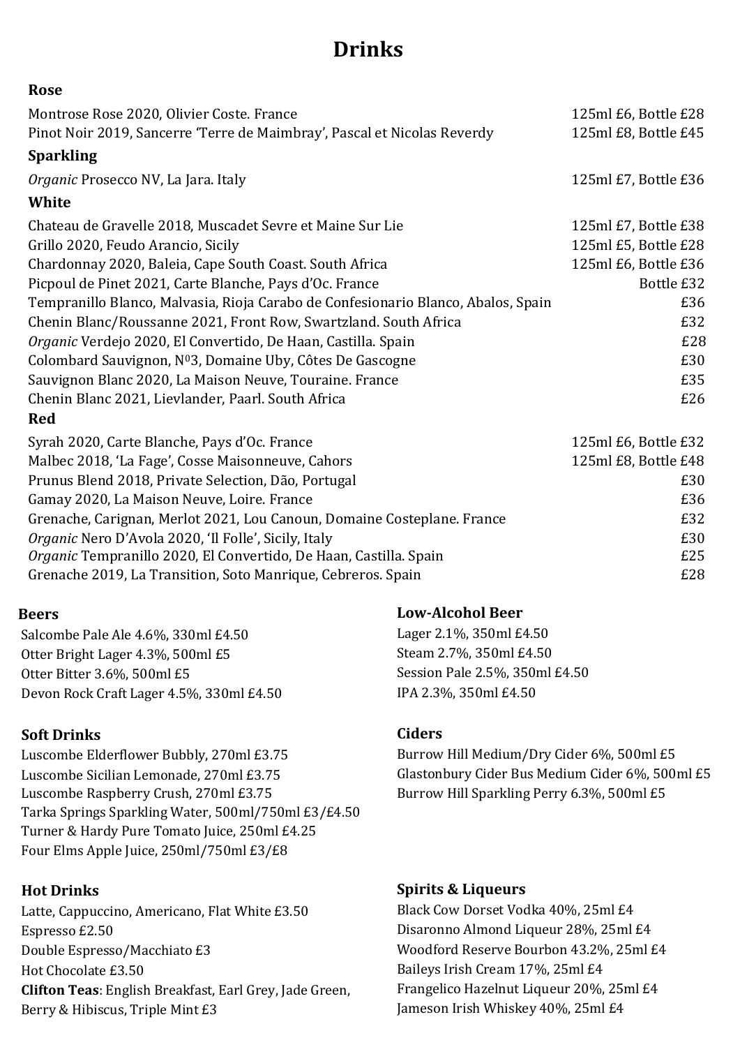# Drinks

## Rose

| | |
|---|---|
| Montrose Rose 2020, Olivier Coste. France | 125ml £6, Bottle £28 |
| Pinot Noir 2019, Sancerre 'Terre de Maimbray', Pascal et Nicolas Reverdy | 125ml £8, Bottle £45 |

## Sparkling

| | |
|---|---|
| *Organic* Prosecco NV, La Jara. Italy | 125ml £7, Bottle £36 |

## White

| | |
|---|---|
| Chateau de Gravelle 2018, Muscadet Sevre et Maine Sur Lie | 125ml £7, Bottle £38 |
| Grillo 2020, Feudo Arancio, Sicily | 125ml £5, Bottle £28 |
| Chardonnay 2020, Baleia, Cape South Coast. South Africa | 125ml £6, Bottle £36 |
| Picpoul de Pinet 2021, Carte Blanche, Pays d'Oc. France | Bottle £32 |
| Tempranillo Blanco, Malvasia, Rioja Carabo de Confesionario Blanco, Abalos, Spain | £36 |
| Chenin Blanc/Roussanne 2021, Front Row, Swartzland. South Africa | £32 |
| *Organic* Verdejo 2020, El Convertido, De Haan, Castilla. Spain | £28 |
| Colombard Sauvignon, Nº3, Domaine Uby, Côtes De Gascogne | £30 |
| Sauvignon Blanc 2020, La Maison Neuve, Touraine. France | £35 |
| Chenin Blanc 2021, Lievlander, Paarl. South Africa | £26 |

## Red

| | |
|---|---|
| Syrah 2020, Carte Blanche, Pays d'Oc. France | 125ml £6, Bottle £32 |
| Malbec 2018, 'La Fage', Cosse Maisonneuve, Cahors | 125ml £8, Bottle £48 |
| Prunus Blend 2018, Private Selection, Dão, Portugal | £30 |
| Gamay 2020, La Maison Neuve, Loire. France | £36 |
| Grenache, Carignan, Merlot 2021, Lou Canoun, Domaine Costeplane. France | £32 |
| *Organic* Nero D'Avola 2020, 'Il Folle', Sicily, Italy | £30 |
| *Organic* Tempranillo 2020, El Convertido, De Haan, Castilla. Spain | £25 |
| Grenache 2019, La Transition, Soto Manrique, Cebreros. Spain | £28 |

## Beers

Salcombe Pale Ale 4.6%, 330ml £4.50
Otter Bright Lager 4.3%, 500ml £5
Otter Bitter 3.6%, 500ml £5
Devon Rock Craft Lager 4.5%, 330ml £4.50

## Soft Drinks

Luscombe Elderflower Bubbly, 270ml £3.75
Luscombe Sicilian Lemonade, 270ml £3.75
Luscombe Raspberry Crush, 270ml £3.75
Tarka Springs Sparkling Water, 500ml/750ml £3/£4.50
Turner & Hardy Pure Tomato Juice, 250ml £4.25
Four Elms Apple Juice, 250ml/750ml £3/£8

## Hot Drinks

Latte, Cappuccino, Americano, Flat White £3.50
Espresso £2.50
Double Espresso/Macchiato £3
Hot Chocolate £3.50
**Clifton Teas**: English Breakfast, Earl Grey, Jade Green, Berry & Hibiscus, Triple Mint £3

## Low-Alcohol Beer

Lager 2.1%, 350ml £4.50
Steam 2.7%, 350ml £4.50
Session Pale 2.5%, 350ml £4.50
IPA 2.3%, 350ml £4.50

## Ciders

Burrow Hill Medium/Dry Cider 6%, 500ml £5
Glastonbury Cider Bus Medium Cider 6%, 500ml £5
Burrow Hill Sparkling Perry 6.3%, 500ml £5

## Spirits & Liqueurs

Black Cow Dorset Vodka 40%, 25ml £4
Disaronno Almond Liqueur 28%, 25ml £4
Woodford Reserve Bourbon 43.2%, 25ml £4
Baileys Irish Cream 17%, 25ml £4
Frangelico Hazelnut Liqueur 20%, 25ml £4
Jameson Irish Whiskey 40%, 25ml £4